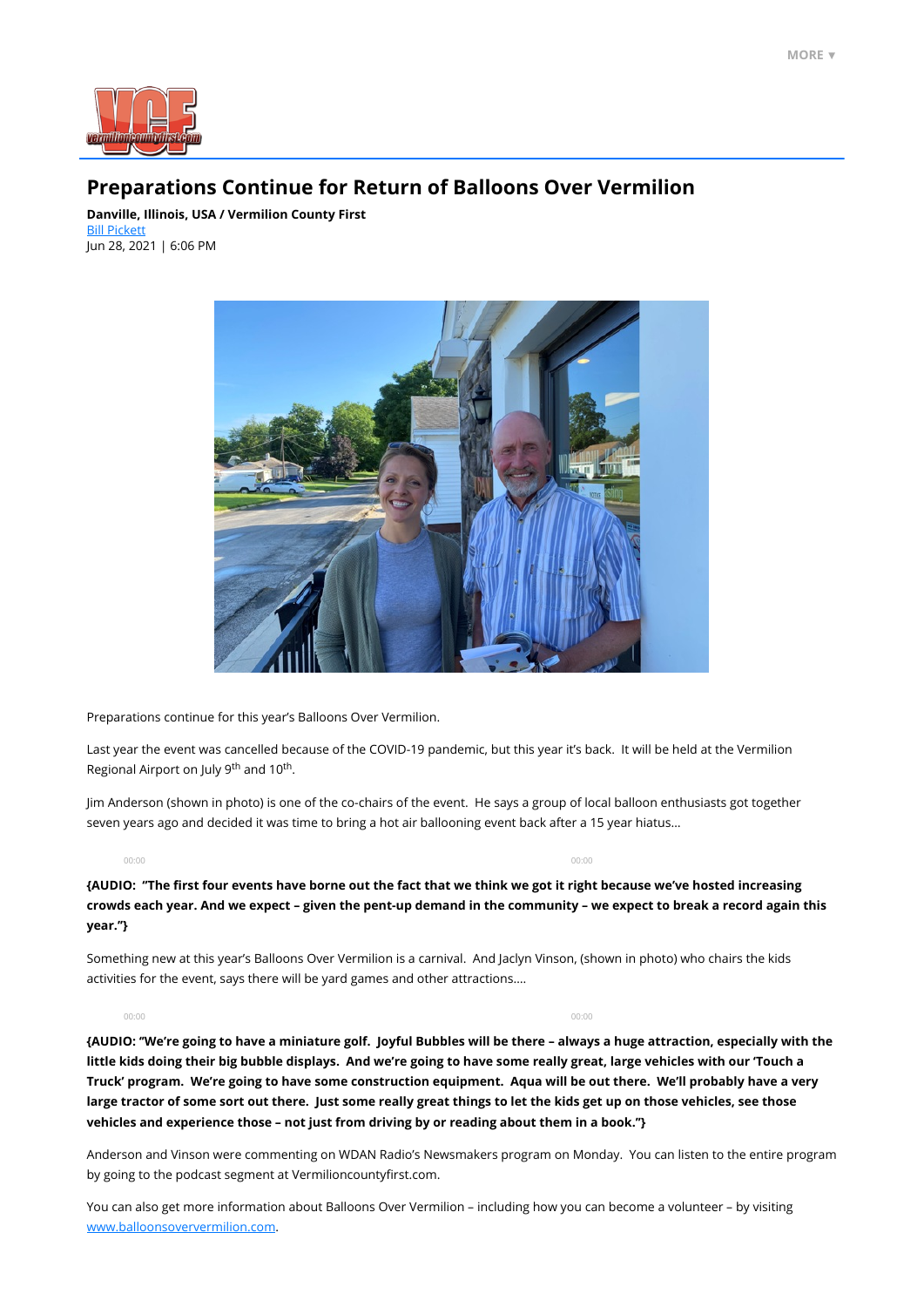# Preparations Continue for Return of Balloons Over Vermilion

**Danville, Illinois, USA / Vermilion County First**
Bill Pickett
Jun 28, 2021 | 6:06 PM

Preparations continue for this year's Balloons Over Vermilion.

Last year the event was cancelled because of the COVID-19 pandemic, but this year it's back. It will be held at the Vermilion Regional Airport on July 9th and 10th.

Jim Anderson (shown in photo) is one of the co-chairs of the event. He says a group of local balloon enthusiasts got together seven years ago and decided it was time to bring a hot air ballooning event back after a 15 year hiatus…

**{AUDIO: "The first four events have borne out the fact that we think we got it right because we've hosted increasing crowds each year. And we expect – given the pent-up demand in the community – we expect to break a record again this year."}**

Something new at this year's Balloons Over Vermilion is a carnival. And Jaclyn Vinson, (shown in photo) who chairs the kids activities for the event, says there will be yard games and other attractions….

**{AUDIO: "We're going to have a miniature golf. Joyful Bubbles will be there – always a huge attraction, especially with the little kids doing their big bubble displays. And we're going to have some really great, large vehicles with our 'Touch a Truck' program. We're going to have some construction equipment. Aqua will be out there. We'll probably have a very large tractor of some sort out there. Just some really great things to let the kids get up on those vehicles, see those vehicles and experience those – not just from driving by or reading about them in a book."}**

Anderson and Vinson were commenting on WDAN Radio's Newsmakers program on Monday. You can listen to the entire program by going to the podcast segment at Vermilioncountyfirst.com.

You can also get more information about Balloons Over Vermilion – including how you can become a volunteer – by visiting www.balloonsoververmilion.com.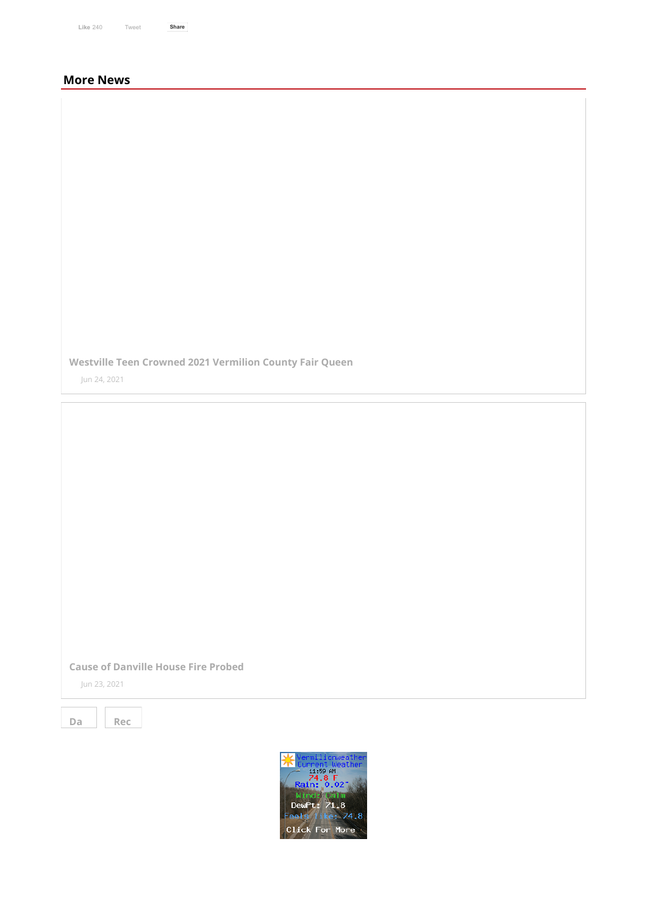Like 240 Tweet Share

## More News

**Westville Teen Crowned 2021 Vermilion County Fair Queen**

Jun 24, 2021

**Cause of Danville House Fire Probed**

Jun 23, 2021

Da Rec

Vermilionweather Current Weather
11:59 AM
74.8 F
Rain: 0.02"
Wind: Calm
DewPt: 71.8
Feels like: 74.8
Click For More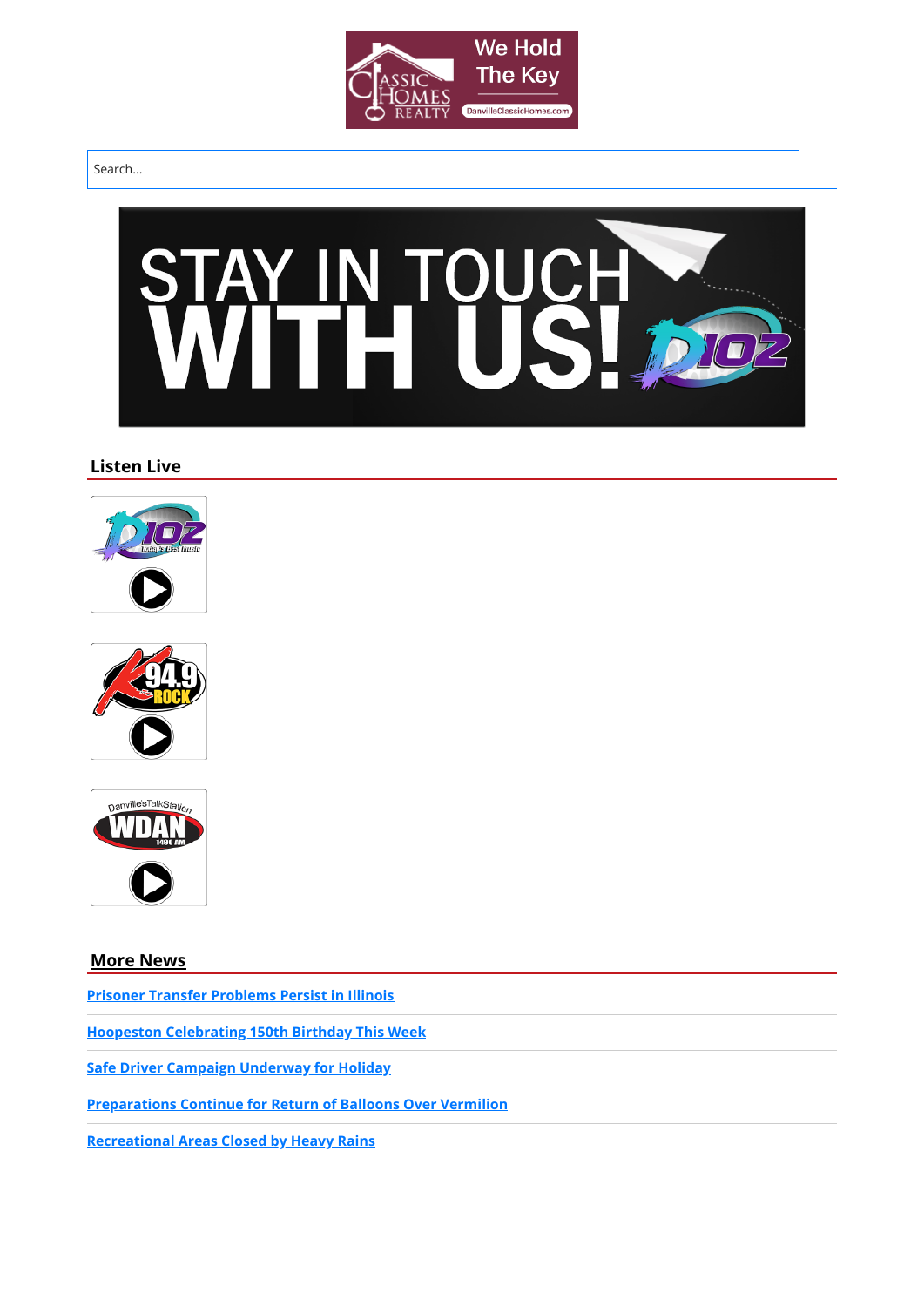Search...

## Listen Live

## More News

Prisoner Transfer Problems Persist in Illinois

Hoopeston Celebrating 150th Birthday This Week

Safe Driver Campaign Underway for Holiday

Preparations Continue for Return of Balloons Over Vermilion

Recreational Areas Closed by Heavy Rains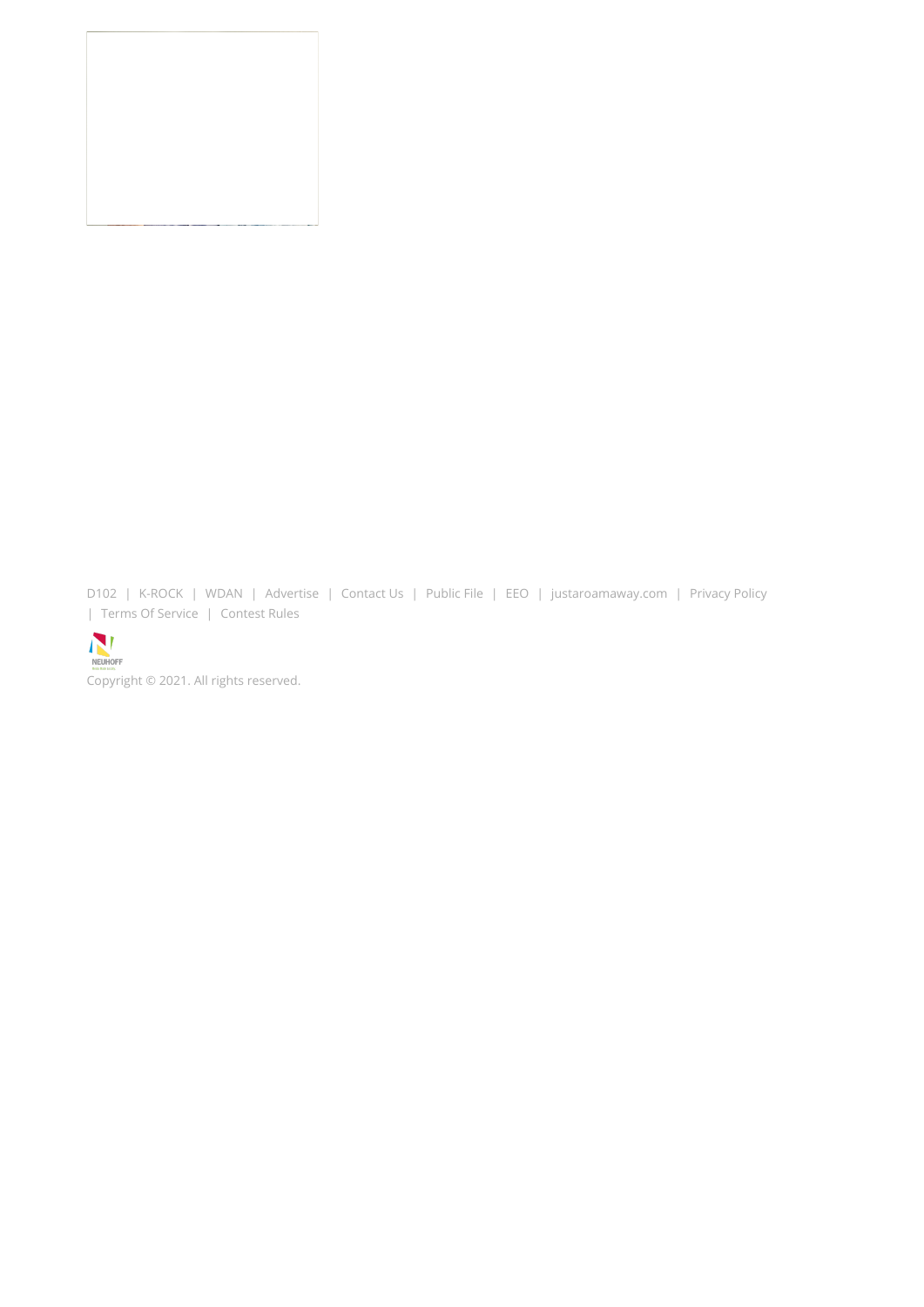D102 | K-ROCK | WDAN | Advertise | Contact Us | Public File | EEO | justaroamaway.com | Privacy Policy | Terms Of Service | Contest Rules

NEUHOFF

Copyright © 2021. All rights reserved.